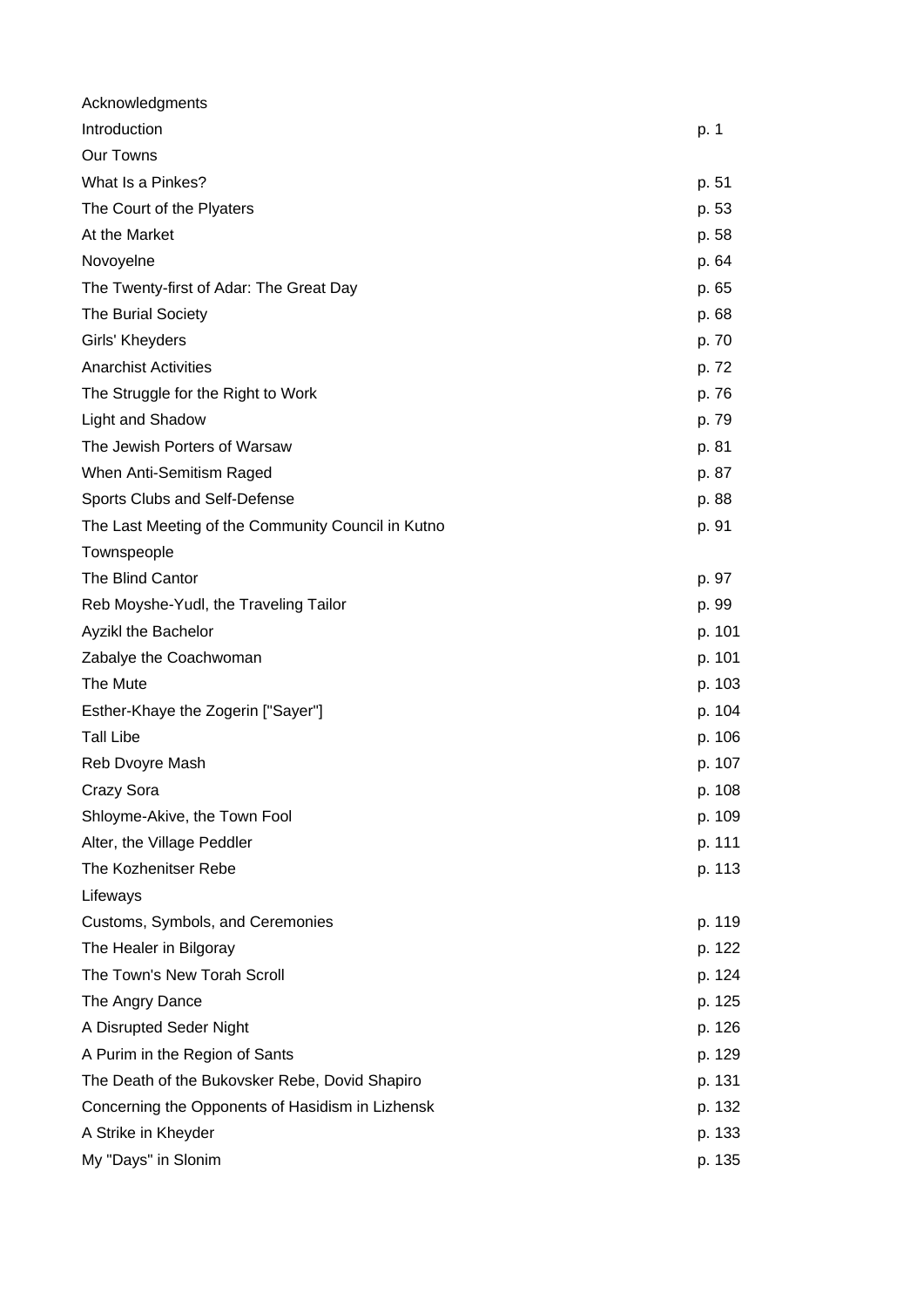| | |
|---|---|
| Acknowledgments | |
| Introduction | p. 1 |
| Our Towns | |
| What Is a Pinkes? | p. 51 |
| The Court of the Plyaters | p. 53 |
| At the Market | p. 58 |
| Novoyelne | p. 64 |
| The Twenty-first of Adar: The Great Day | p. 65 |
| The Burial Society | p. 68 |
| Girls' Kheyders | p. 70 |
| Anarchist Activities | p. 72 |
| The Struggle for the Right to Work | p. 76 |
| Light and Shadow | p. 79 |
| The Jewish Porters of Warsaw | p. 81 |
| When Anti-Semitism Raged | p. 87 |
| Sports Clubs and Self-Defense | p. 88 |
| The Last Meeting of the Community Council in Kutno | p. 91 |
| Townspeople | |
| The Blind Cantor | p. 97 |
| Reb Moyshe-Yudl, the Traveling Tailor | p. 99 |
| Ayzikl the Bachelor | p. 101 |
| Zabalye the Coachwoman | p. 101 |
| The Mute | p. 103 |
| Esther-Khaye the Zogerin ["Sayer"] | p. 104 |
| Tall Libe | p. 106 |
| Reb Dvoyre Mash | p. 107 |
| Crazy Sora | p. 108 |
| Shloyme-Akive, the Town Fool | p. 109 |
| Alter, the Village Peddler | p. 111 |
| The Kozhenitser Rebe | p. 113 |
| Lifeways | |
| Customs, Symbols, and Ceremonies | p. 119 |
| The Healer in Bilgoray | p. 122 |
| The Town's New Torah Scroll | p. 124 |
| The Angry Dance | p. 125 |
| A Disrupted Seder Night | p. 126 |
| A Purim in the Region of Sants | p. 129 |
| The Death of the Bukovsker Rebe, Dovid Shapiro | p. 131 |
| Concerning the Opponents of Hasidism in Lizhensk | p. 132 |
| A Strike in Kheyder | p. 133 |
| My "Days" in Slonim | p. 135 |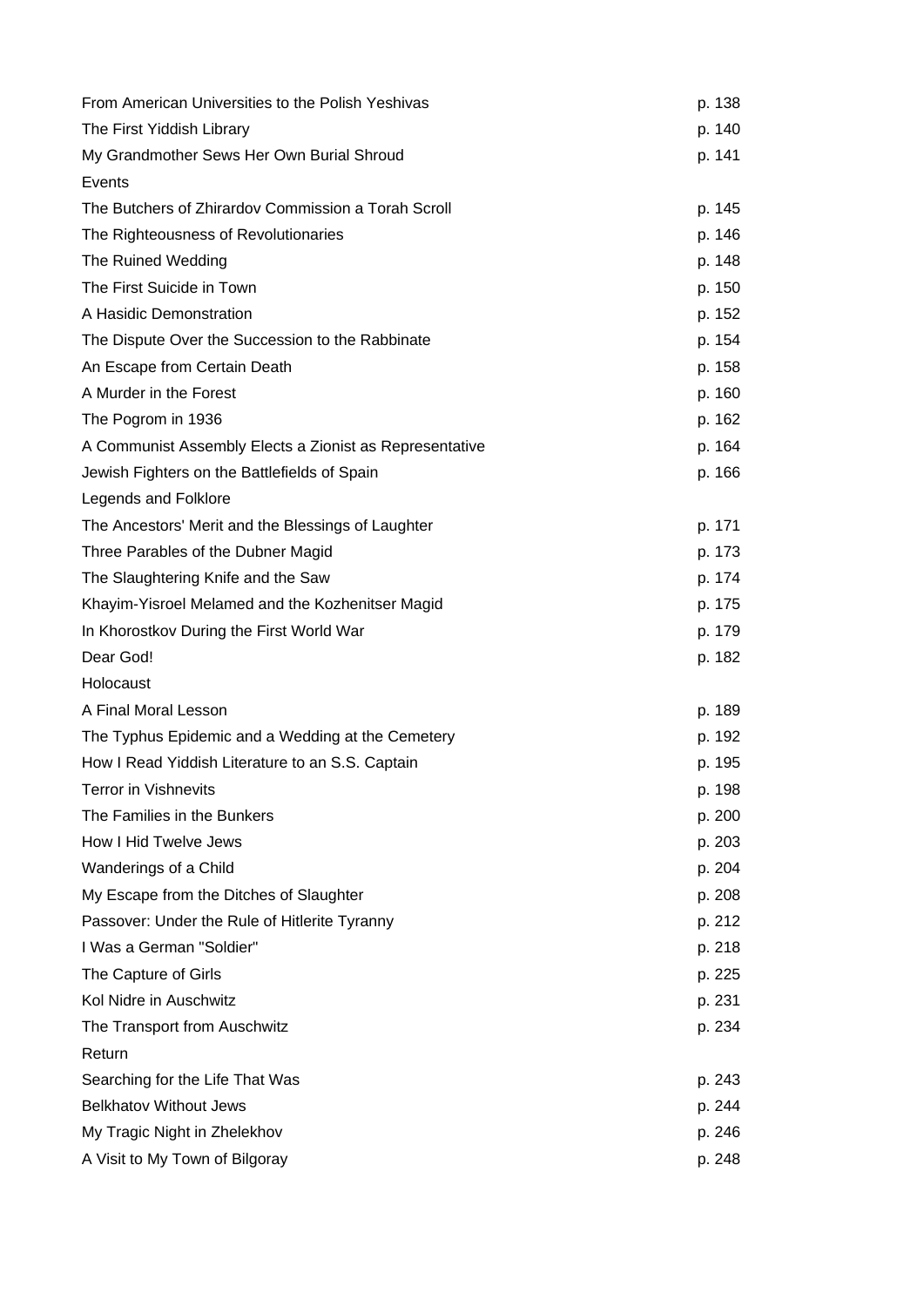From American Universities to the Polish Yeshivas p. 138

The First Yiddish Library p. 140

My Grandmother Sews Her Own Burial Shroud p. 141

## Events

The Butchers of Zhirardov Commission a Torah Scroll p. 145

The Righteousness of Revolutionaries p. 146

The Ruined Wedding p. 148

The First Suicide in Town p. 150

A Hasidic Demonstration p. 152

The Dispute Over the Succession to the Rabbinate p. 154

An Escape from Certain Death p. 158

A Murder in the Forest p. 160

The Pogrom in 1936 p. 162

A Communist Assembly Elects a Zionist as Representative p. 164

Jewish Fighters on the Battlefields of Spain p. 166

## Legends and Folklore

The Ancestors' Merit and the Blessings of Laughter p. 171

Three Parables of the Dubner Magid p. 173

The Slaughtering Knife and the Saw p. 174

Khayim-Yisroel Melamed and the Kozhenitser Magid p. 175

In Khorostkov During the First World War p. 179

Dear God! p. 182

## Holocaust

A Final Moral Lesson p. 189

The Typhus Epidemic and a Wedding at the Cemetery p. 192

How I Read Yiddish Literature to an S.S. Captain p. 195

Terror in Vishnevits p. 198

The Families in the Bunkers p. 200

How I Hid Twelve Jews p. 203

Wanderings of a Child p. 204

My Escape from the Ditches of Slaughter p. 208

Passover: Under the Rule of Hitlerite Tyranny p. 212

I Was a German "Soldier" p. 218

The Capture of Girls p. 225

Kol Nidre in Auschwitz p. 231

The Transport from Auschwitz p. 234

## Return

Searching for the Life That Was p. 243

Belkhatov Without Jews p. 244

My Tragic Night in Zhelekhov p. 246

A Visit to My Town of Bilgoray p. 248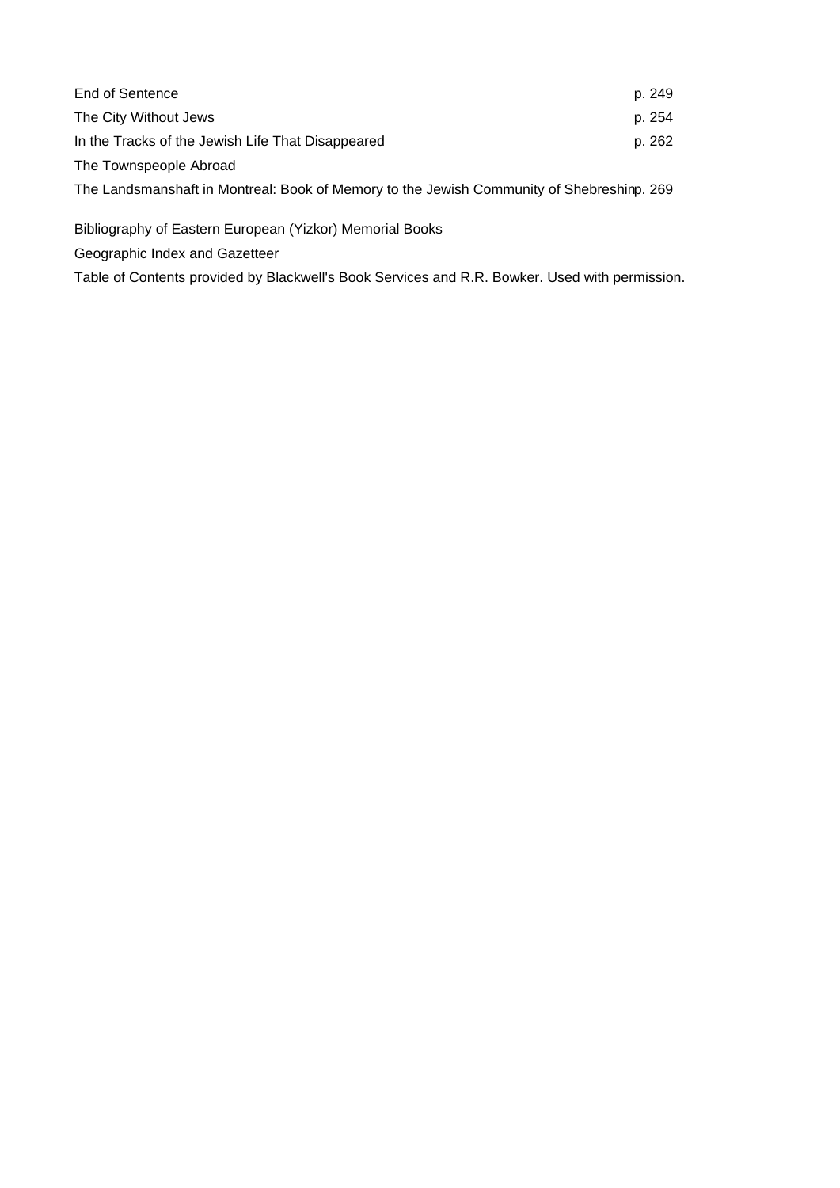End of Sentence p. 249

The City Without Jews p. 254

In the Tracks of the Jewish Life That Disappeared p. 262

The Townspeople Abroad

The Landsmanshaft in Montreal: Book of Memory to the Jewish Community of Shebreshin p. 269

Bibliography of Eastern European (Yizkor) Memorial Books

Geographic Index and Gazetteer

Table of Contents provided by Blackwell's Book Services and R.R. Bowker. Used with permission.